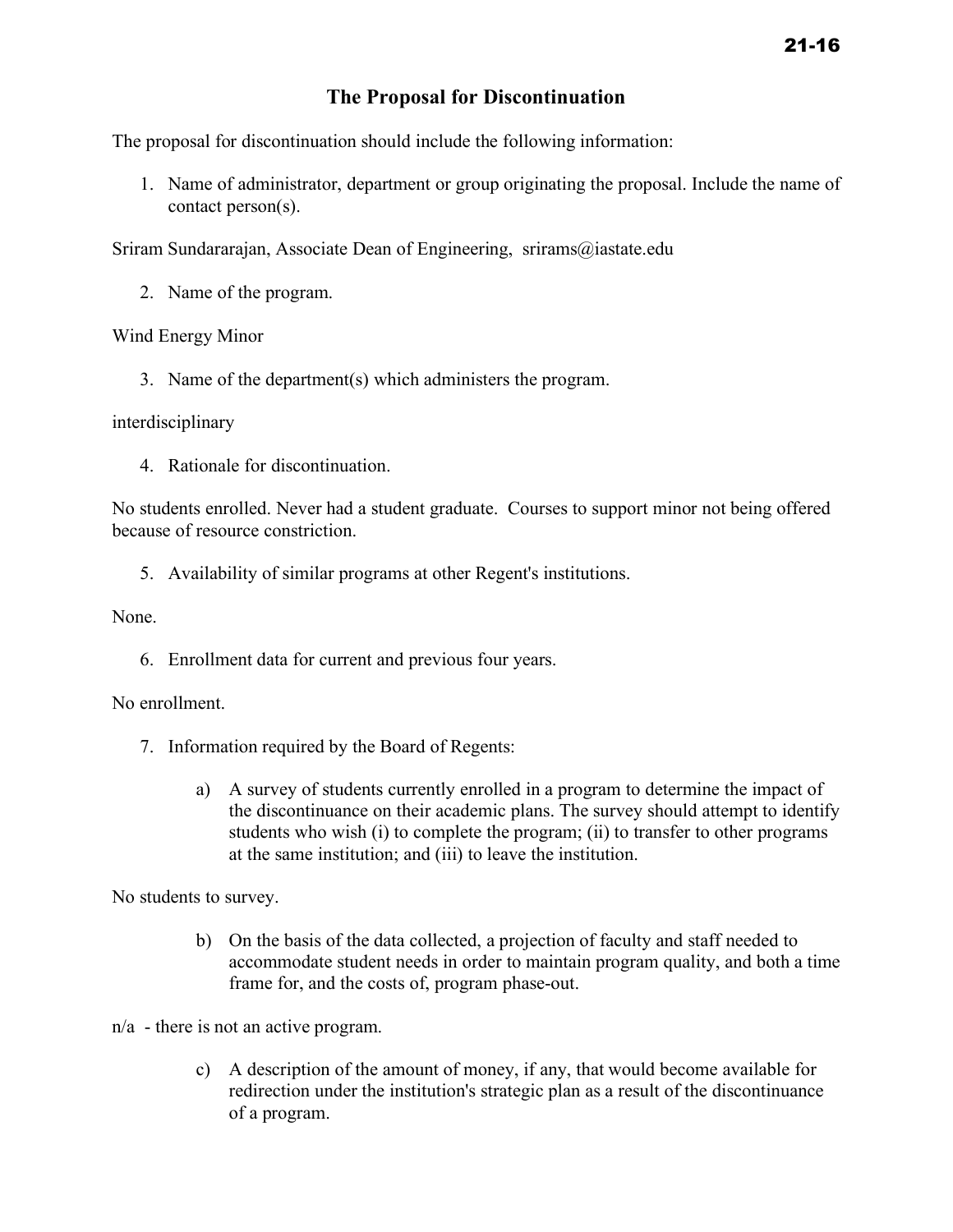# The Proposal for Discontinuation

The proposal for discontinuation should include the following information:

1. Name of administrator, department or group originating the proposal. Include the name of contact person(s).

Sriram Sundararajan, Associate Dean of Engineering, srirams@iastate.edu

2. Name of the program.

Wind Energy Minor

3. Name of the department(s) which administers the program.

interdisciplinary

4. Rationale for discontinuation.

No students enrolled. Never had a student graduate. Courses to support minor not being offered because of resource constriction.

5. Availability of similar programs at other Regent's institutions.

None.

6. Enrollment data for current and previous four years.

No enrollment.

7. Information required by the Board of Regents:

   a) A survey of students currently enrolled in a program to determine the impact of the discontinuance on their academic plans. The survey should attempt to identify students who wish (i) to complete the program; (ii) to transfer to other programs at the same institution; and (iii) to leave the institution.

No students to survey.

   b) On the basis of the data collected, a projection of faculty and staff needed to accommodate student needs in order to maintain program quality, and both a time frame for, and the costs of, program phase-out.

n/a - there is not an active program.

   c) A description of the amount of money, if any, that would become available for redirection under the institution's strategic plan as a result of the discontinuance of a program.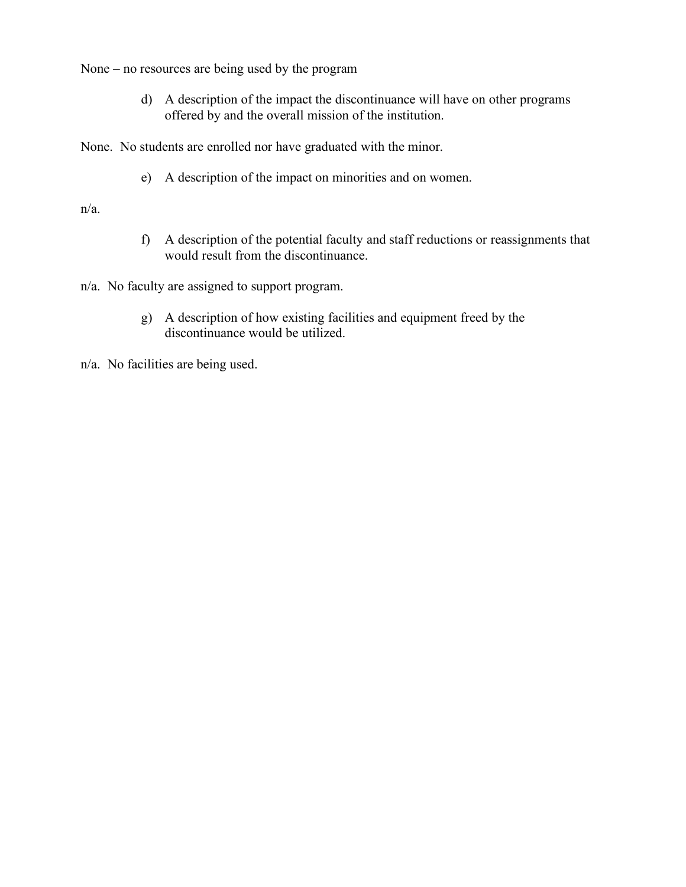None – no resources are being used by the program

d) A description of the impact the discontinuance will have on other programs offered by and the overall mission of the institution.

None. No students are enrolled nor have graduated with the minor.

e) A description of the impact on minorities and on women.

n/a.

f) A description of the potential faculty and staff reductions or reassignments that would result from the discontinuance.

n/a. No faculty are assigned to support program.

g) A description of how existing facilities and equipment freed by the discontinuance would be utilized.

n/a. No facilities are being used.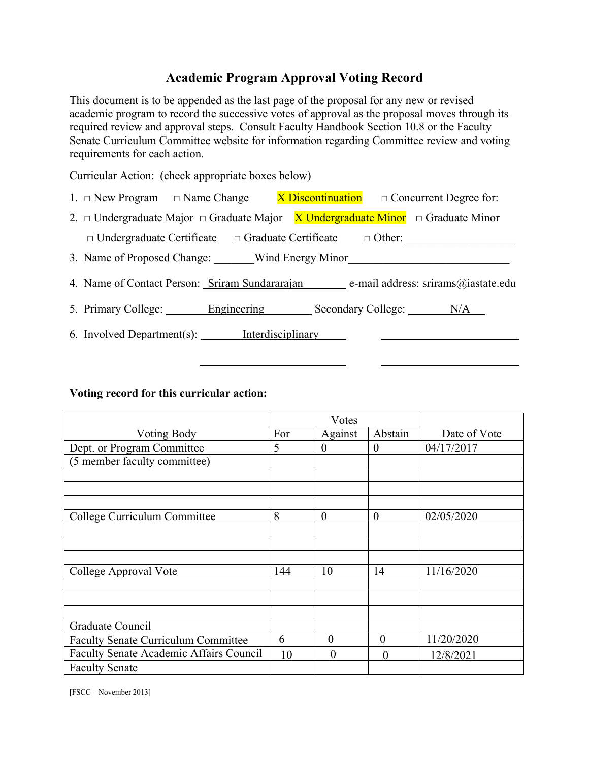# Academic Program Approval Voting Record

This document is to be appended as the last page of the proposal for any new or revised academic program to record the successive votes of approval as the proposal moves through its required review and approval steps. Consult Faculty Handbook Section 10.8 or the Faculty Senate Curriculum Committee website for information regarding Committee review and voting requirements for each action.

Curricular Action: (check appropriate boxes below)

1. □ New Program  □ Name Change  X Discontinuation  □ Concurrent Degree for:
2. □ Undergraduate Major □ Graduate Major X Undergraduate Minor □ Graduate Minor
   □ Undergraduate Certificate  □ Graduate Certificate  □ Other: ___________________
3. Name of Proposed Change: _______Wind Energy Minor____________________________
4. Name of Contact Person: Sriram Sundararajan e-mail address: srirams@iastate.edu
5. Primary College: Engineering Secondary College: N/A
6. Involved Department(s): Interdisciplinary

**Voting record for this curricular action:**

| Voting Body | Votes | | | Date of Vote |
|---|---|---|---|---|
| | For | Against | Abstain | |
| Dept. or Program Committee | 5 | 0 | 0 | 04/17/2017 |
| (5 member faculty committee) | | | | |
| | | | | |
| | | | | |
| | | | | |
| College Curriculum Committee | 8 | 0 | 0 | 02/05/2020 |
| | | | | |
| | | | | |
| | | | | |
| College Approval Vote | 144 | 10 | 14 | 11/16/2020 |
| | | | | |
| | | | | |
| | | | | |
| Graduate Council | | | | |
| Faculty Senate Curriculum Committee | 6 | 0 | 0 | 11/20/2020 |
| Faculty Senate Academic Affairs Council | 10 | 0 | 0 | 12/8/2021 |
| Faculty Senate | | | | |

[FSCC – November 2013]